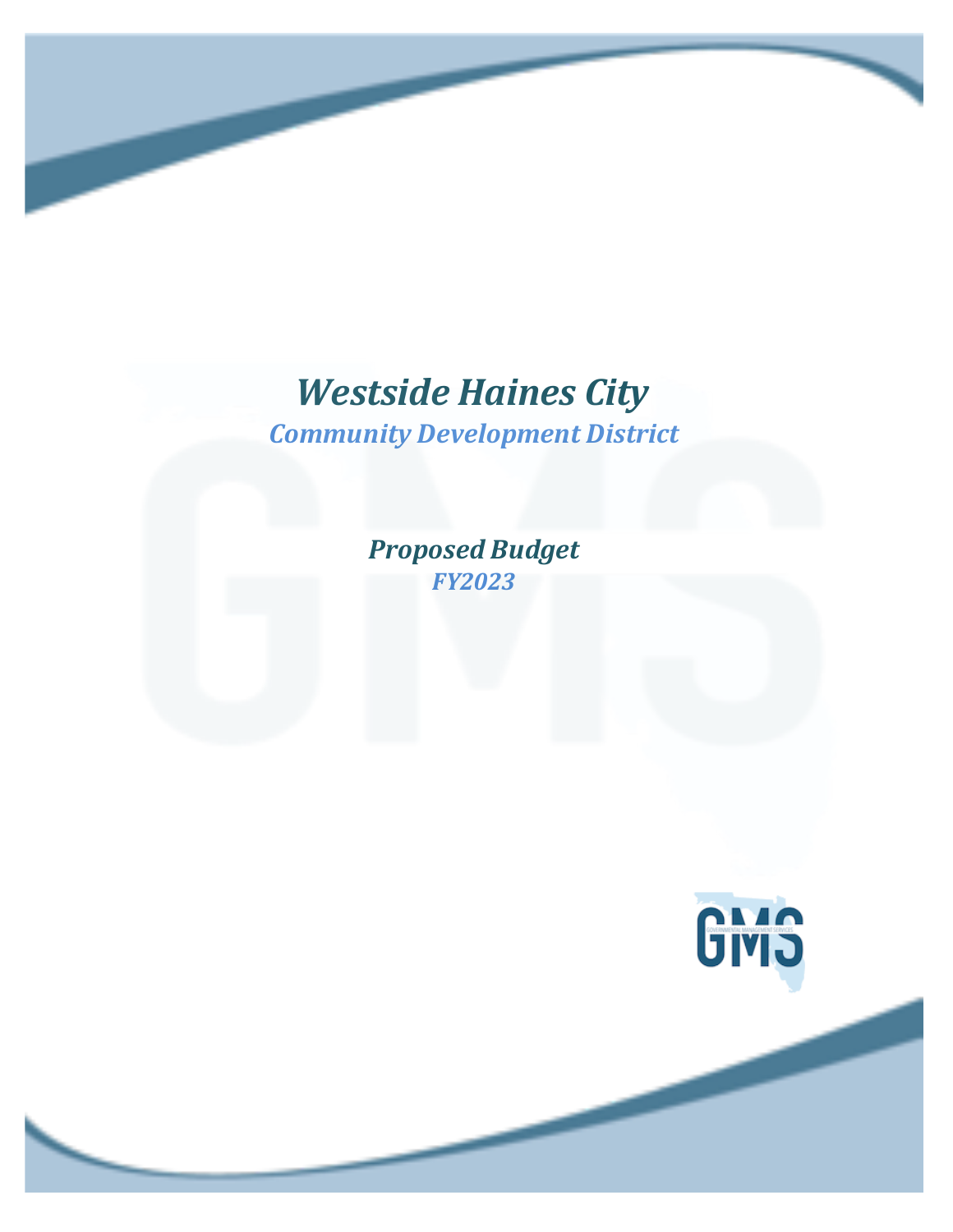# *Westside Haines City*

## *Community Development District*

### *Proposed Budget*

### *FY2023*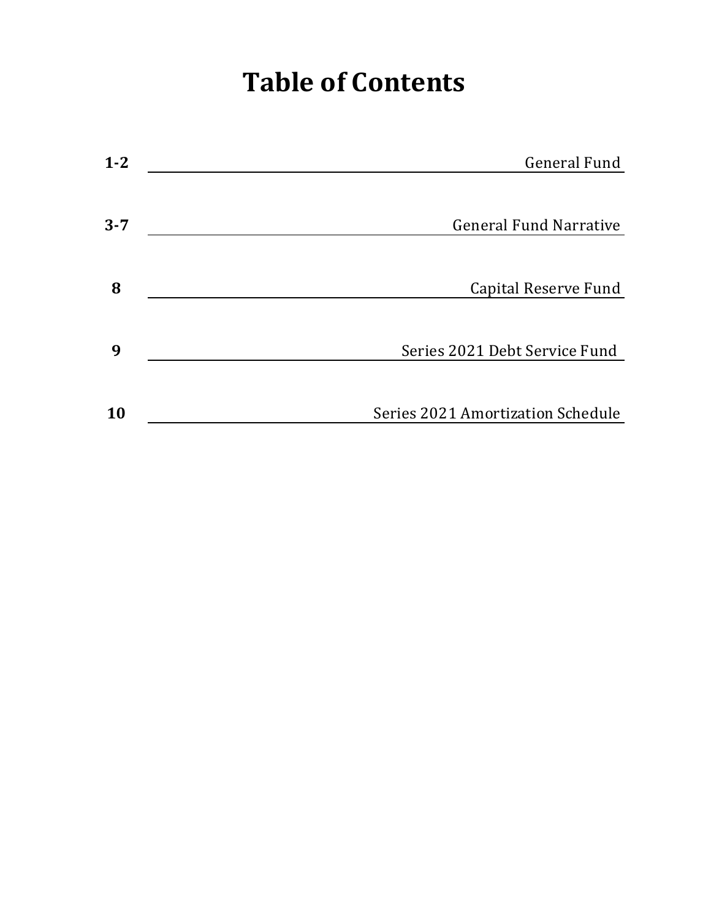# Table of Contents

| Page | Section |
| --- | --- |
| **1-2** | General Fund |
| **3-7** | General Fund Narrative |
| **8** | Capital Reserve Fund |
| **9** | Series 2021 Debt Service Fund |
| **10** | Series 2021 Amortization Schedule |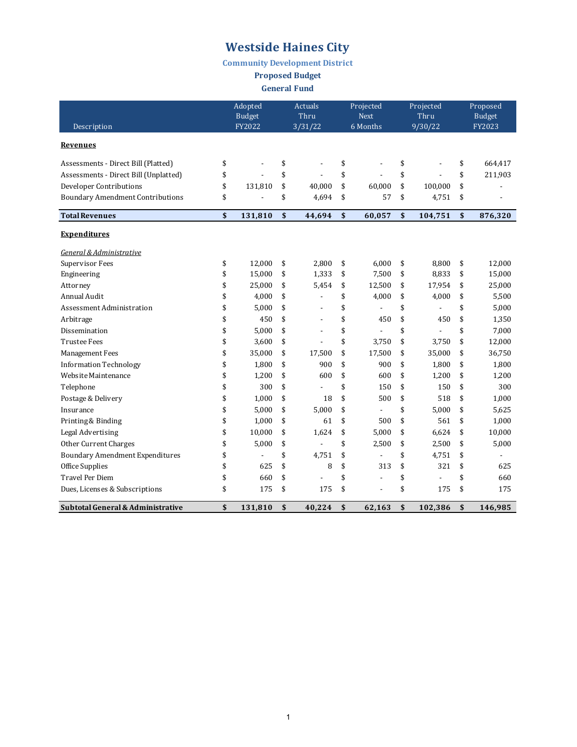# Westside Haines City

### Community Development District

### Proposed Budget

### General Fund

| Description | Adopted Budget FY2022 | Actuals Thru 3/31/22 | Projected Next 6 Months | Projected Thru 9/30/22 | Proposed Budget FY2023 |
|---|---|---|---|---|---|
| **Revenues** | | | | | |
| Assessments - Direct Bill (Platted) | $ - | $ - | $ - | $ - | $ 664,417 |
| Assessments - Direct Bill (Unplatted) | $ - | $ - | $ - | $ - | $ 211,903 |
| Developer Contributions | $ 131,810 | $ 40,000 | $ 60,000 | $ 100,000 | $ - |
| Boundary Amendment Contributions | $ - | $ 4,694 | $ 57 | $ 4,751 | $ - |
| **Total Revenues** | **$ 131,810** | **$ 44,694** | **$ 60,057** | **$ 104,751** | **$ 876,320** |
| **Expenditures** | | | | | |
| *General & Administrative* | | | | | |
| Supervisor Fees | $ 12,000 | $ 2,800 | $ 6,000 | $ 8,800 | $ 12,000 |
| Engineering | $ 15,000 | $ 1,333 | $ 7,500 | $ 8,833 | $ 15,000 |
| Attorney | $ 25,000 | $ 5,454 | $ 12,500 | $ 17,954 | $ 25,000 |
| Annual Audit | $ 4,000 | $ - | $ 4,000 | $ 4,000 | $ 5,500 |
| Assessment Administration | $ 5,000 | $ - | $ - | $ - | $ 5,000 |
| Arbitrage | $ 450 | $ - | $ 450 | $ 450 | $ 1,350 |
| Dissemination | $ 5,000 | $ - | $ - | $ - | $ 7,000 |
| Trustee Fees | $ 3,600 | $ - | $ 3,750 | $ 3,750 | $ 12,000 |
| Management Fees | $ 35,000 | $ 17,500 | $ 17,500 | $ 35,000 | $ 36,750 |
| Information Technology | $ 1,800 | $ 900 | $ 900 | $ 1,800 | $ 1,800 |
| Website Maintenance | $ 1,200 | $ 600 | $ 600 | $ 1,200 | $ 1,200 |
| Telephone | $ 300 | $ - | $ 150 | $ 150 | $ 300 |
| Postage & Delivery | $ 1,000 | $ 18 | $ 500 | $ 518 | $ 1,000 |
| Insurance | $ 5,000 | $ 5,000 | $ - | $ 5,000 | $ 5,625 |
| Printing & Binding | $ 1,000 | $ 61 | $ 500 | $ 561 | $ 1,000 |
| Legal Advertising | $ 10,000 | $ 1,624 | $ 5,000 | $ 6,624 | $ 10,000 |
| Other Current Charges | $ 5,000 | $ - | $ 2,500 | $ 2,500 | $ 5,000 |
| Boundary Amendment Expenditures | $ - | $ 4,751 | $ - | $ 4,751 | $ - |
| Office Supplies | $ 625 | $ 8 | $ 313 | $ 321 | $ 625 |
| Travel Per Diem | $ 660 | $ - | $ - | $ - | $ 660 |
| Dues, Licenses & Subscriptions | $ 175 | $ 175 | $ - | $ 175 | $ 175 |
| **Subtotal General & Administrative** | **$ 131,810** | **$ 40,224** | **$ 62,163** | **$ 102,386** | **$ 146,985** |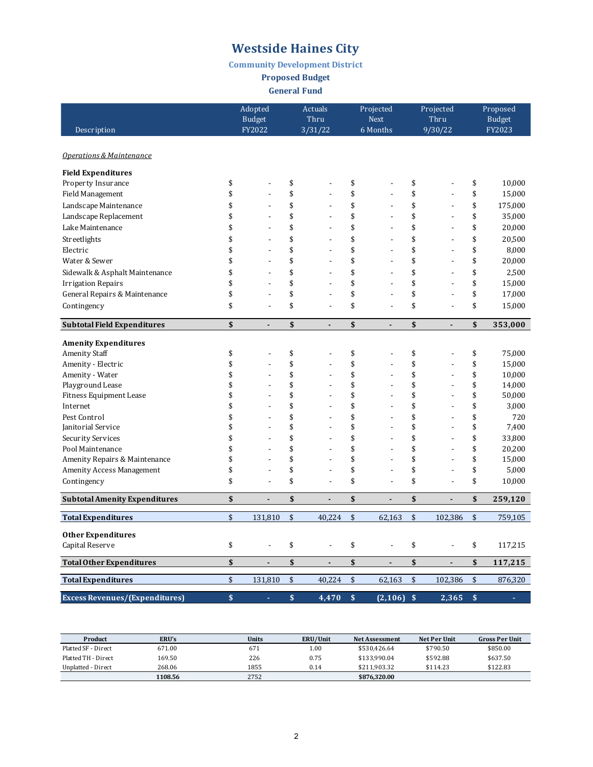# Westside Haines City

## Community Development District

### Proposed Budget

### General Fund

| Description | Adopted Budget FY2022 | Actuals Thru 3/31/22 | Projected Next 6 Months | Projected Thru 9/30/22 | Proposed Budget FY2023 |
|---|---|---|---|---|---|
| *Operations & Maintenance* | | | | | |
| **Field Expenditures** | | | | | |
| Property Insurance | $ - | $ - | $ - | $ - | $ 10,000 |
| Field Management | $ - | $ - | $ - | $ - | $ 15,000 |
| Landscape Maintenance | $ - | $ - | $ - | $ - | $ 175,000 |
| Landscape Replacement | $ - | $ - | $ - | $ - | $ 35,000 |
| Lake Maintenance | $ - | $ - | $ - | $ - | $ 20,000 |
| Streetlights | $ - | $ - | $ - | $ - | $ 20,500 |
| Electric | $ - | $ - | $ - | $ - | $ 8,000 |
| Water & Sewer | $ - | $ - | $ - | $ - | $ 20,000 |
| Sidewalk & Asphalt Maintenance | $ - | $ - | $ - | $ - | $ 2,500 |
| Irrigation Repairs | $ - | $ - | $ - | $ - | $ 15,000 |
| General Repairs & Maintenance | $ - | $ - | $ - | $ - | $ 17,000 |
| Contingency | $ - | $ - | $ - | $ - | $ 15,000 |
| **Subtotal Field Expenditures** | **$ -** | **$ -** | **$ -** | **$ -** | **$ 353,000** |
| **Amenity Expenditures** | | | | | |
| Amenity Staff | $ - | $ - | $ - | $ - | $ 75,000 |
| Amenity - Electric | $ - | $ - | $ - | $ - | $ 15,000 |
| Amenity - Water | $ - | $ - | $ - | $ - | $ 10,000 |
| Playground Lease | $ - | $ - | $ - | $ - | $ 14,000 |
| Fitness Equipment Lease | $ - | $ - | $ - | $ - | $ 50,000 |
| Internet | $ - | $ - | $ - | $ - | $ 3,000 |
| Pest Control | $ - | $ - | $ - | $ - | $ 720 |
| Janitorial Service | $ - | $ - | $ - | $ - | $ 7,400 |
| Security Services | $ - | $ - | $ - | $ - | $ 33,800 |
| Pool Maintenance | $ - | $ - | $ - | $ - | $ 20,200 |
| Amenity Repairs & Maintenance | $ - | $ - | $ - | $ - | $ 15,000 |
| Amenity Access Management | $ - | $ - | $ - | $ - | $ 5,000 |
| Contingency | $ - | $ - | $ - | $ - | $ 10,000 |
| **Subtotal Amenity Expenditures** | **$ -** | **$ -** | **$ -** | **$ -** | **$ 259,120** |
| **Total Expenditures** | $ 131,810 | $ 40,224 | $ 62,163 | $ 102,386 | $ 759,105 |
| **Other Expenditures** | | | | | |
| Capital Reserve | $ - | $ - | $ - | $ - | $ 117,215 |
| **Total Other Expenditures** | **$ -** | **$ -** | **$ -** | **$ -** | **$ 117,215** |
| **Total Expenditures** | $ 131,810 | $ 40,224 | $ 62,163 | $ 102,386 | $ 876,320 |
| **Excess Revenues/(Expenditures)** | **$ -** | **$ 4,470** | **$ (2,106)** | **$ 2,365** | **$ -** |

| Product | ERU's | Units | ERU/Unit | Net Assessment | Net Per Unit | Gross Per Unit |
|---|---|---|---|---|---|---|
| Platted SF - Direct | 671.00 | 671 | 1.00 | $530,426.64 | $790.50 | $850.00 |
| Platted TH - Direct | 169.50 | 226 | 0.75 | $133,990.04 | $592.88 | $637.50 |
| Unplatted - Direct | 268.06 | 1855 | 0.14 | $211,903.32 | $114.23 | $122.83 |
| | **1108.56** | 2752 | | **$876,320.00** | | |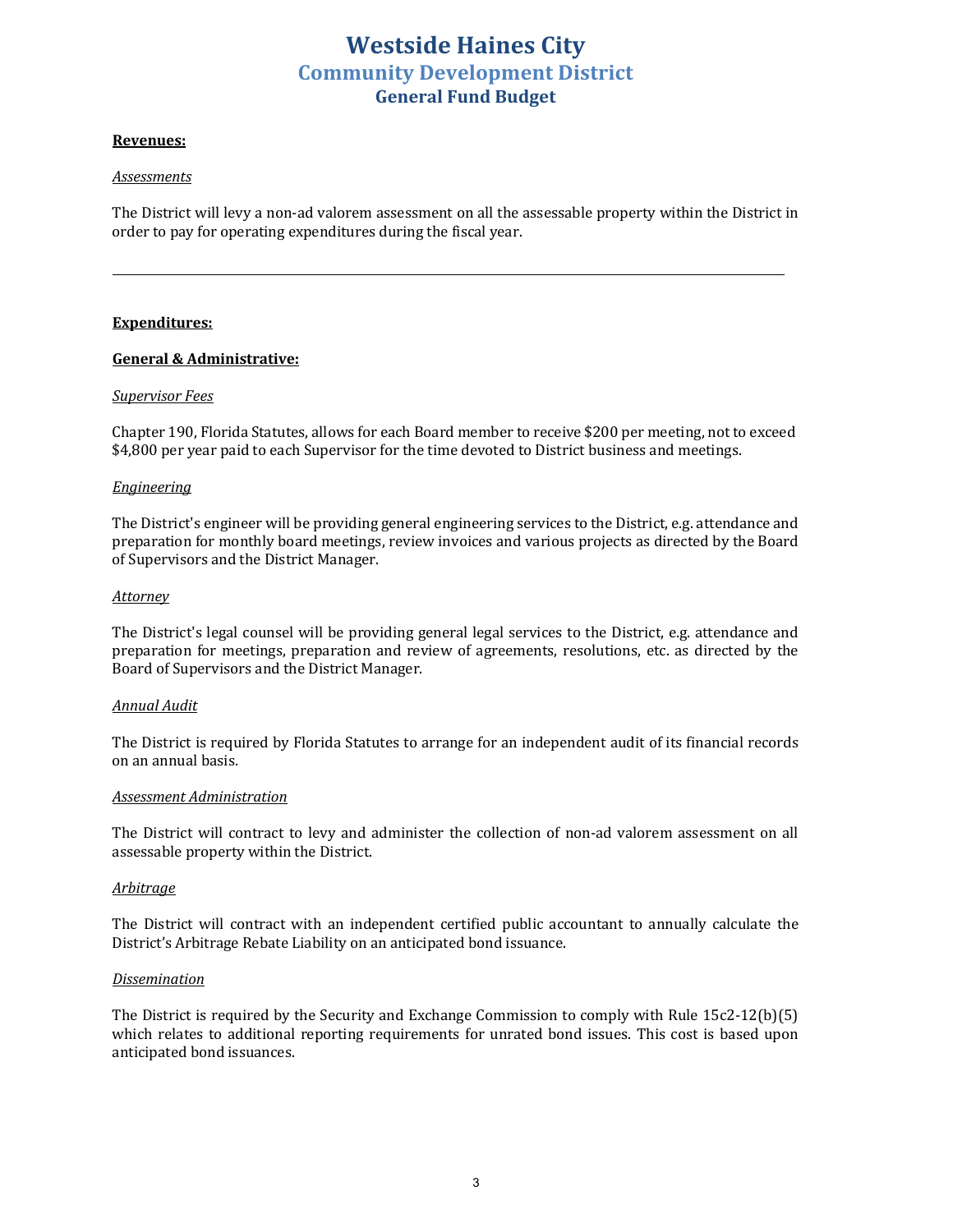# Westside Haines City
## Community Development District
### General Fund Budget

**Revenues:**

*Assessments*

The District will levy a non-ad valorem assessment on all the assessable property within the District in order to pay for operating expenditures during the fiscal year.

---

**Expenditures:**

**General & Administrative:**

*Supervisor Fees*

Chapter 190, Florida Statutes, allows for each Board member to receive $200 per meeting, not to exceed $4,800 per year paid to each Supervisor for the time devoted to District business and meetings.

*Engineering*

The District's engineer will be providing general engineering services to the District, e.g. attendance and preparation for monthly board meetings, review invoices and various projects as directed by the Board of Supervisors and the District Manager.

*Attorney*

The District's legal counsel will be providing general legal services to the District, e.g. attendance and preparation for meetings, preparation and review of agreements, resolutions, etc. as directed by the Board of Supervisors and the District Manager.

*Annual Audit*

The District is required by Florida Statutes to arrange for an independent audit of its financial records on an annual basis.

*Assessment Administration*

The District will contract to levy and administer the collection of non-ad valorem assessment on all assessable property within the District.

*Arbitrage*

The District will contract with an independent certified public accountant to annually calculate the District's Arbitrage Rebate Liability on an anticipated bond issuance.

*Dissemination*

The District is required by the Security and Exchange Commission to comply with Rule 15c2-12(b)(5) which relates to additional reporting requirements for unrated bond issues. This cost is based upon anticipated bond issuances.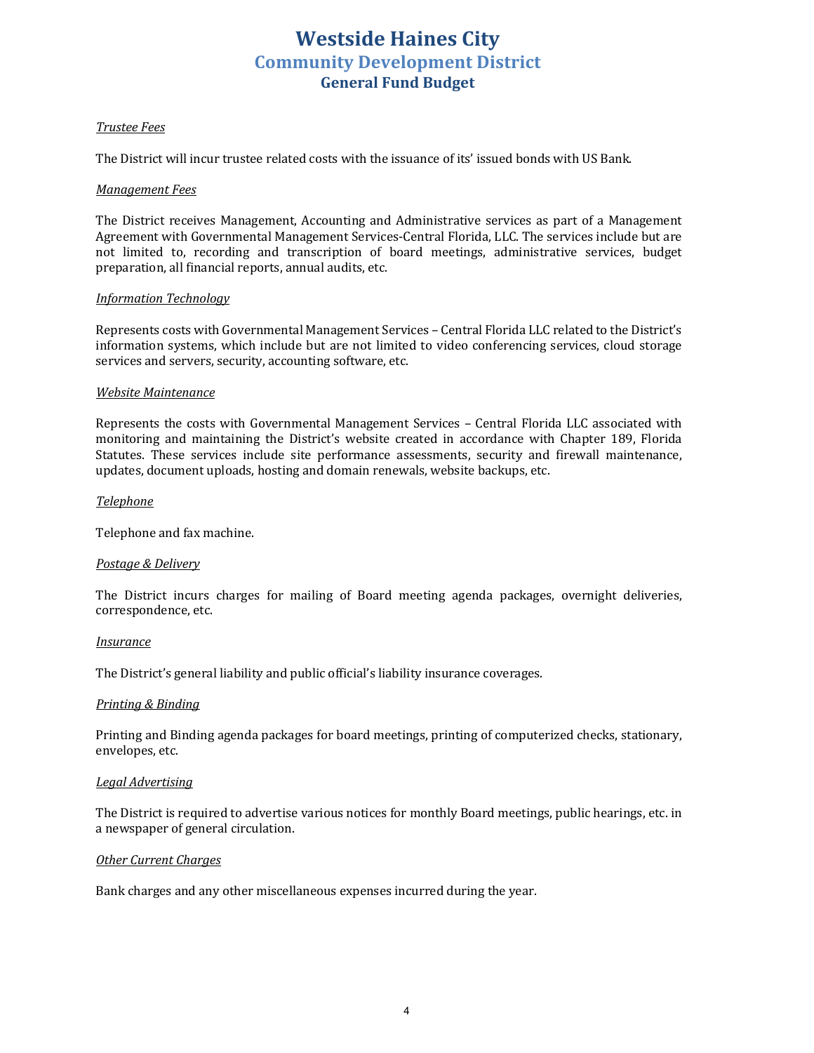# Westside Haines City
## Community Development District
### General Fund Budget

*Trustee Fees*

The District will incur trustee related costs with the issuance of its' issued bonds with US Bank.

*Management Fees*

The District receives Management, Accounting and Administrative services as part of a Management Agreement with Governmental Management Services-Central Florida, LLC. The services include but are not limited to, recording and transcription of board meetings, administrative services, budget preparation, all financial reports, annual audits, etc.

*Information Technology*

Represents costs with Governmental Management Services – Central Florida LLC related to the District's information systems, which include but are not limited to video conferencing services, cloud storage services and servers, security, accounting software, etc.

*Website Maintenance*

Represents the costs with Governmental Management Services – Central Florida LLC associated with monitoring and maintaining the District's website created in accordance with Chapter 189, Florida Statutes. These services include site performance assessments, security and firewall maintenance, updates, document uploads, hosting and domain renewals, website backups, etc.

*Telephone*

Telephone and fax machine.

*Postage & Delivery*

The District incurs charges for mailing of Board meeting agenda packages, overnight deliveries, correspondence, etc.

*Insurance*

The District's general liability and public official's liability insurance coverages.

*Printing & Binding*

Printing and Binding agenda packages for board meetings, printing of computerized checks, stationary, envelopes, etc.

*Legal Advertising*

The District is required to advertise various notices for monthly Board meetings, public hearings, etc. in a newspaper of general circulation.

*Other Current Charges*

Bank charges and any other miscellaneous expenses incurred during the year.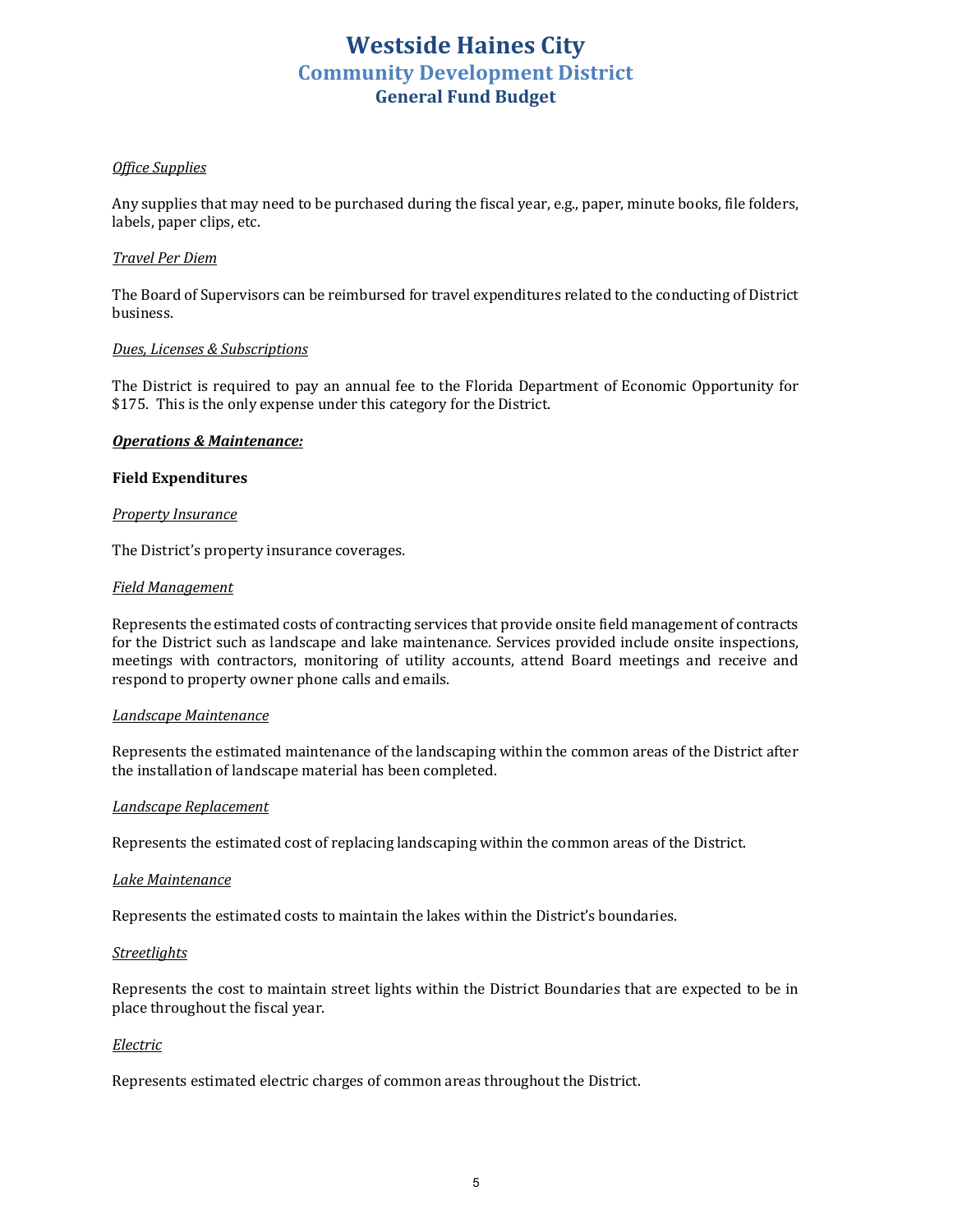# Westside Haines City
## Community Development District
### General Fund Budget

*Office Supplies*

Any supplies that may need to be purchased during the fiscal year, e.g., paper, minute books, file folders, labels, paper clips, etc.

*Travel Per Diem*

The Board of Supervisors can be reimbursed for travel expenditures related to the conducting of District business.

*Dues, Licenses & Subscriptions*

The District is required to pay an annual fee to the Florida Department of Economic Opportunity for $175. This is the only expense under this category for the District.

***Operations & Maintenance:***

**Field Expenditures**

*Property Insurance*

The District's property insurance coverages.

*Field Management*

Represents the estimated costs of contracting services that provide onsite field management of contracts for the District such as landscape and lake maintenance. Services provided include onsite inspections, meetings with contractors, monitoring of utility accounts, attend Board meetings and receive and respond to property owner phone calls and emails.

*Landscape Maintenance*

Represents the estimated maintenance of the landscaping within the common areas of the District after the installation of landscape material has been completed.

*Landscape Replacement*

Represents the estimated cost of replacing landscaping within the common areas of the District.

*Lake Maintenance*

Represents the estimated costs to maintain the lakes within the District's boundaries.

*Streetlights*

Represents the cost to maintain street lights within the District Boundaries that are expected to be in place throughout the fiscal year.

*Electric*

Represents estimated electric charges of common areas throughout the District.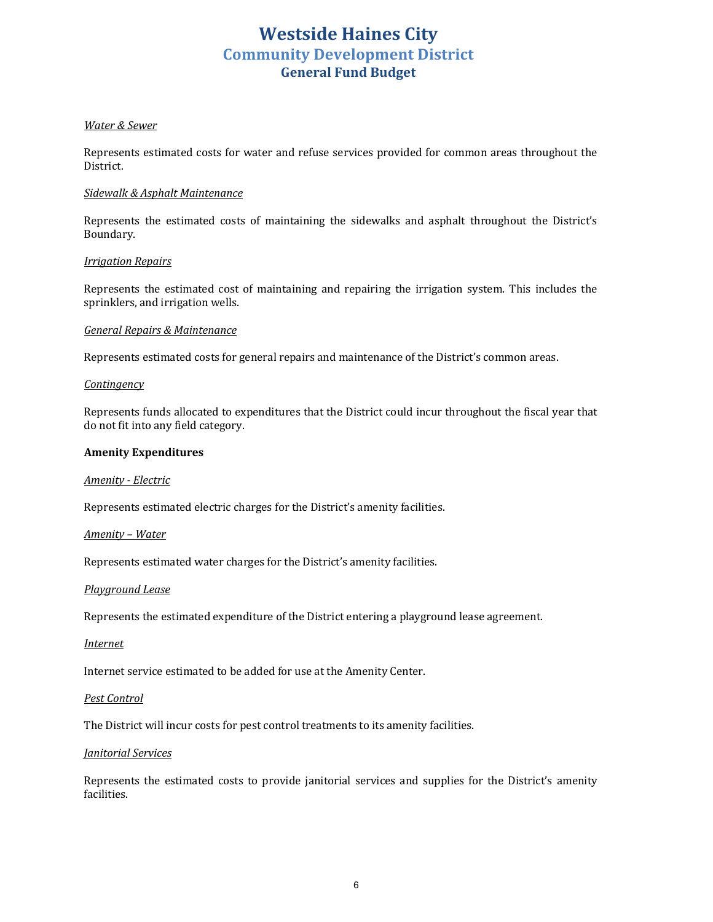# Westside Haines City
## Community Development District
### General Fund Budget

*Water & Sewer*

Represents estimated costs for water and refuse services provided for common areas throughout the District.

*Sidewalk & Asphalt Maintenance*

Represents the estimated costs of maintaining the sidewalks and asphalt throughout the District's Boundary.

*Irrigation Repairs*

Represents the estimated cost of maintaining and repairing the irrigation system. This includes the sprinklers, and irrigation wells.

*General Repairs & Maintenance*

Represents estimated costs for general repairs and maintenance of the District's common areas.

*Contingency*

Represents funds allocated to expenditures that the District could incur throughout the fiscal year that do not fit into any field category.

**Amenity Expenditures**

*Amenity - Electric*

Represents estimated electric charges for the District's amenity facilities.

*Amenity – Water*

Represents estimated water charges for the District's amenity facilities.

*Playground Lease*

Represents the estimated expenditure of the District entering a playground lease agreement.

*Internet*

Internet service estimated to be added for use at the Amenity Center.

*Pest Control*

The District will incur costs for pest control treatments to its amenity facilities.

*Janitorial Services*

Represents the estimated costs to provide janitorial services and supplies for the District's amenity facilities.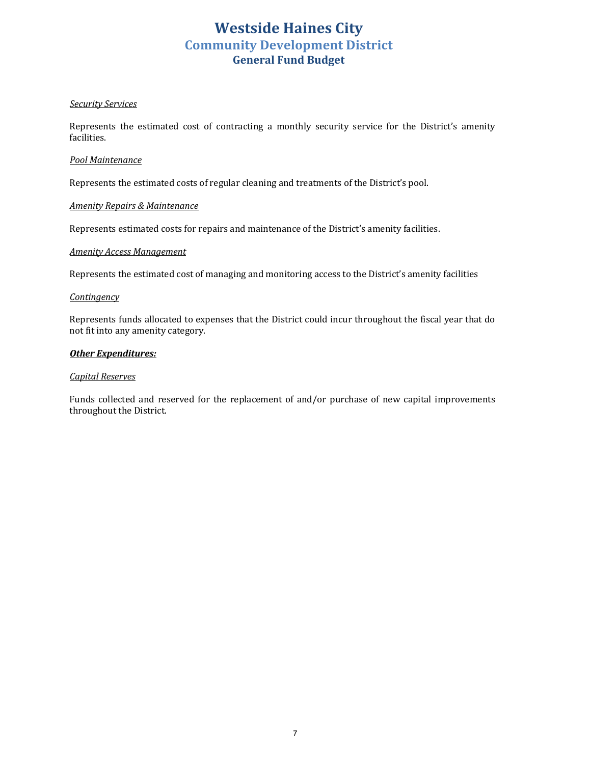# Westside Haines City
## Community Development District
### General Fund Budget

*Security Services*

Represents the estimated cost of contracting a monthly security service for the District's amenity facilities.

*Pool Maintenance*

Represents the estimated costs of regular cleaning and treatments of the District's pool.

*Amenity Repairs & Maintenance*

Represents estimated costs for repairs and maintenance of the District's amenity facilities.

*Amenity Access Management*

Represents the estimated cost of managing and monitoring access to the District's amenity facilities

*Contingency*

Represents funds allocated to expenses that the District could incur throughout the fiscal year that do not fit into any amenity category.

***Other Expenditures:***

*Capital Reserves*

Funds collected and reserved for the replacement of and/or purchase of new capital improvements throughout the District.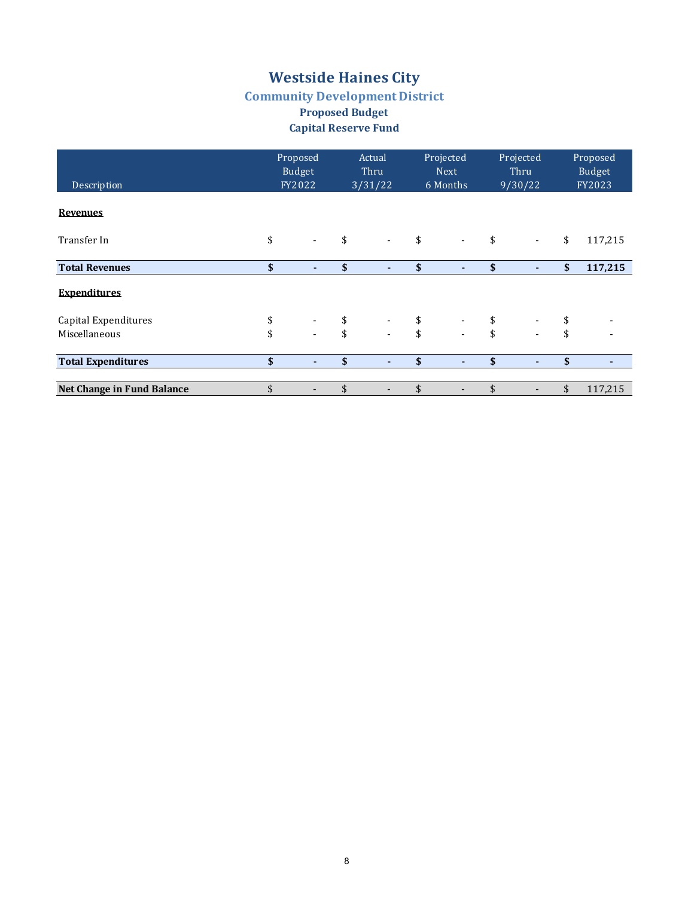# Westside Haines City

## Community Development District

### Proposed Budget

### Capital Reserve Fund

| Description | Proposed Budget FY2022 | Actual Thru 3/31/22 | Projected Next 6 Months | Projected Thru 9/30/22 | Proposed Budget FY2023 |
|---|---|---|---|---|---|
| **Revenues** | | | | | |
| Transfer In | $ - | $ - | $ - | $ - | $ 117,215 |
| **Total Revenues** | **$ -** | **$ -** | **$ -** | **$ -** | **$ 117,215** |
| **Expenditures** | | | | | |
| Capital Expenditures | $ - | $ - | $ - | $ - | $ - |
| Miscellaneous | $ - | $ - | $ - | $ - | $ - |
| **Total Expenditures** | **$ -** | **$ -** | **$ -** | **$ -** | **$ -** |
| **Net Change in Fund Balance** | $ - | $ - | $ - | $ - | $ 117,215 |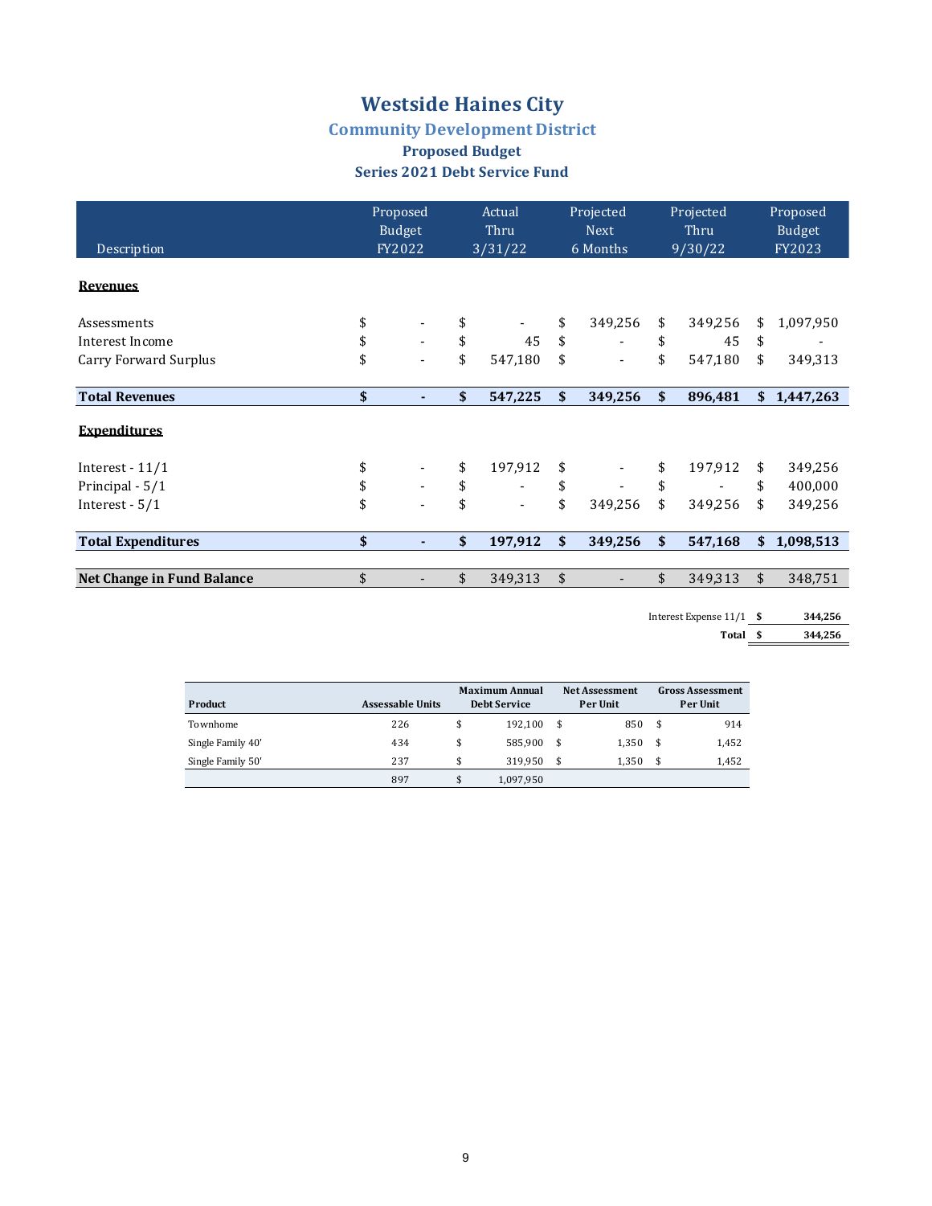# Westside Haines City

## Community Development District

### Proposed Budget

### Series 2021 Debt Service Fund

| Description | Proposed Budget FY2022 | Actual Thru 3/31/22 | Projected Next 6 Months | Projected Thru 9/30/22 | Proposed Budget FY2023 |
|---|---|---|---|---|---|
| **Revenues** | | | | | |
| Assessments | $ - | $ - | $ 349,256 | $ 349,256 | $ 1,097,950 |
| Interest Income | $ - | $ 45 | $ - | $ 45 | $ - |
| Carry Forward Surplus | $ - | $ 547,180 | $ - | $ 547,180 | $ 349,313 |
| **Total Revenues** | **$ -** | **$ 547,225** | **$ 349,256** | **$ 896,481** | **$ 1,447,263** |
| **Expenditures** | | | | | |
| Interest - 11/1 | $ - | $ 197,912 | $ - | $ 197,912 | $ 349,256 |
| Principal - 5/1 | $ - | $ - | $ - | $ - | $ 400,000 |
| Interest - 5/1 | $ - | $ - | $ 349,256 | $ 349,256 | $ 349,256 |
| **Total Expenditures** | **$ -** | **$ 197,912** | **$ 349,256** | **$ 547,168** | **$ 1,098,513** |
| **Net Change in Fund Balance** | $ - | $ 349,313 | $ - | $ 349,313 | $ 348,751 |

| | |
|---|---|
| Interest Expense 11/1 | **$ 344,256** |
| **Total** | **$ 344,256** |

| Product | Assessable Units | Maximum Annual Debt Service | Net Assessment Per Unit | Gross Assessment Per Unit |
|---|---|---|---|---|
| Townhome | 226 | $ 192,100 | $ 850 | $ 914 |
| Single Family 40' | 434 | $ 585,900 | $ 1,350 | $ 1,452 |
| Single Family 50' | 237 | $ 319,950 | $ 1,350 | $ 1,452 |
| | 897 | $ 1,097,950 | | |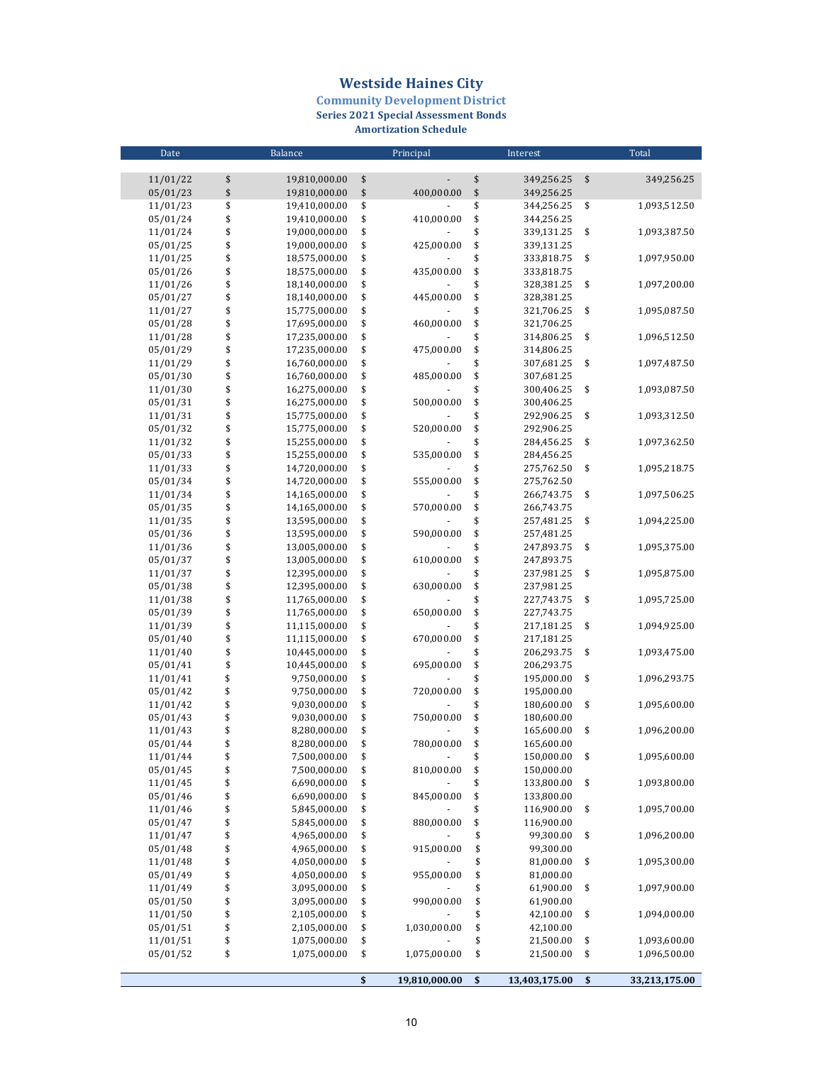# Westside Haines City

### Community Development District

**Series 2021 Special Assessment Bonds**

**Amortization Schedule**

| Date | Balance | Principal | Interest | Total |
|---|---|---|---|---|
| 11/01/22 | $ 19,810,000.00 | $ - | $ 349,256.25 | $ 349,256.25 |
| 05/01/23 | $ 19,810,000.00 | $ 400,000.00 | $ 349,256.25 | |
| 11/01/23 | $ 19,410,000.00 | $ - | $ 344,256.25 | $ 1,093,512.50 |
| 05/01/24 | $ 19,410,000.00 | $ 410,000.00 | $ 344,256.25 | |
| 11/01/24 | $ 19,000,000.00 | $ - | $ 339,131.25 | $ 1,093,387.50 |
| 05/01/25 | $ 19,000,000.00 | $ 425,000.00 | $ 339,131.25 | |
| 11/01/25 | $ 18,575,000.00 | $ - | $ 333,818.75 | $ 1,097,950.00 |
| 05/01/26 | $ 18,575,000.00 | $ 435,000.00 | $ 333,818.75 | |
| 11/01/26 | $ 18,140,000.00 | $ - | $ 328,381.25 | $ 1,097,200.00 |
| 05/01/27 | $ 18,140,000.00 | $ 445,000.00 | $ 328,381.25 | |
| 11/01/27 | $ 15,775,000.00 | $ - | $ 321,706.25 | $ 1,095,087.50 |
| 05/01/28 | $ 17,695,000.00 | $ 460,000.00 | $ 321,706.25 | |
| 11/01/28 | $ 17,235,000.00 | $ - | $ 314,806.25 | $ 1,096,512.50 |
| 05/01/29 | $ 17,235,000.00 | $ 475,000.00 | $ 314,806.25 | |
| 11/01/29 | $ 16,760,000.00 | $ - | $ 307,681.25 | $ 1,097,487.50 |
| 05/01/30 | $ 16,760,000.00 | $ 485,000.00 | $ 307,681.25 | |
| 11/01/30 | $ 16,275,000.00 | $ - | $ 300,406.25 | $ 1,093,087.50 |
| 05/01/31 | $ 16,275,000.00 | $ 500,000.00 | $ 300,406.25 | |
| 11/01/31 | $ 15,775,000.00 | $ - | $ 292,906.25 | $ 1,093,312.50 |
| 05/01/32 | $ 15,775,000.00 | $ 520,000.00 | $ 292,906.25 | |
| 11/01/32 | $ 15,255,000.00 | $ - | $ 284,456.25 | $ 1,097,362.50 |
| 05/01/33 | $ 15,255,000.00 | $ 535,000.00 | $ 284,456.25 | |
| 11/01/33 | $ 14,720,000.00 | $ - | $ 275,762.50 | $ 1,095,218.75 |
| 05/01/34 | $ 14,720,000.00 | $ 555,000.00 | $ 275,762.50 | |
| 11/01/34 | $ 14,165,000.00 | $ - | $ 266,743.75 | $ 1,097,506.25 |
| 05/01/35 | $ 14,165,000.00 | $ 570,000.00 | $ 266,743.75 | |
| 11/01/35 | $ 13,595,000.00 | $ - | $ 257,481.25 | $ 1,094,225.00 |
| 05/01/36 | $ 13,595,000.00 | $ 590,000.00 | $ 257,481.25 | |
| 11/01/36 | $ 13,005,000.00 | $ - | $ 247,893.75 | $ 1,095,375.00 |
| 05/01/37 | $ 13,005,000.00 | $ 610,000.00 | $ 247,893.75 | |
| 11/01/37 | $ 12,395,000.00 | $ - | $ 237,981.25 | $ 1,095,875.00 |
| 05/01/38 | $ 12,395,000.00 | $ 630,000.00 | $ 237,981.25 | |
| 11/01/38 | $ 11,765,000.00 | $ - | $ 227,743.75 | $ 1,095,725.00 |
| 05/01/39 | $ 11,765,000.00 | $ 650,000.00 | $ 227,743.75 | |
| 11/01/39 | $ 11,115,000.00 | $ - | $ 217,181.25 | $ 1,094,925.00 |
| 05/01/40 | $ 11,115,000.00 | $ 670,000.00 | $ 217,181.25 | |
| 11/01/40 | $ 10,445,000.00 | $ - | $ 206,293.75 | $ 1,093,475.00 |
| 05/01/41 | $ 10,445,000.00 | $ 695,000.00 | $ 206,293.75 | |
| 11/01/41 | $ 9,750,000.00 | $ - | $ 195,000.00 | $ 1,096,293.75 |
| 05/01/42 | $ 9,750,000.00 | $ 720,000.00 | $ 195,000.00 | |
| 11/01/42 | $ 9,030,000.00 | $ - | $ 180,600.00 | $ 1,095,600.00 |
| 05/01/43 | $ 9,030,000.00 | $ 750,000.00 | $ 180,600.00 | |
| 11/01/43 | $ 8,280,000.00 | $ - | $ 165,600.00 | $ 1,096,200.00 |
| 05/01/44 | $ 8,280,000.00 | $ 780,000.00 | $ 165,600.00 | |
| 11/01/44 | $ 7,500,000.00 | $ - | $ 150,000.00 | $ 1,095,600.00 |
| 05/01/45 | $ 7,500,000.00 | $ 810,000.00 | $ 150,000.00 | |
| 11/01/45 | $ 6,690,000.00 | $ - | $ 133,800.00 | $ 1,093,800.00 |
| 05/01/46 | $ 6,690,000.00 | $ 845,000.00 | $ 133,800.00 | |
| 11/01/46 | $ 5,845,000.00 | $ - | $ 116,900.00 | $ 1,095,700.00 |
| 05/01/47 | $ 5,845,000.00 | $ 880,000.00 | $ 116,900.00 | |
| 11/01/47 | $ 4,965,000.00 | $ - | $ 99,300.00 | $ 1,096,200.00 |
| 05/01/48 | $ 4,965,000.00 | $ 915,000.00 | $ 99,300.00 | |
| 11/01/48 | $ 4,050,000.00 | $ - | $ 81,000.00 | $ 1,095,300.00 |
| 05/01/49 | $ 4,050,000.00 | $ 955,000.00 | $ 81,000.00 | |
| 11/01/49 | $ 3,095,000.00 | $ - | $ 61,900.00 | $ 1,097,900.00 |
| 05/01/50 | $ 3,095,000.00 | $ 990,000.00 | $ 61,900.00 | |
| 11/01/50 | $ 2,105,000.00 | $ - | $ 42,100.00 | $ 1,094,000.00 |
| 05/01/51 | $ 2,105,000.00 | $ 1,030,000.00 | $ 42,100.00 | |
| 11/01/51 | $ 1,075,000.00 | $ - | $ 21,500.00 | $ 1,093,600.00 |
| 05/01/52 | $ 1,075,000.00 | $ 1,075,000.00 | $ 21,500.00 | $ 1,096,500.00 |
| | | **$ 19,810,000.00** | **$ 13,403,175.00** | **$ 33,213,175.00** |